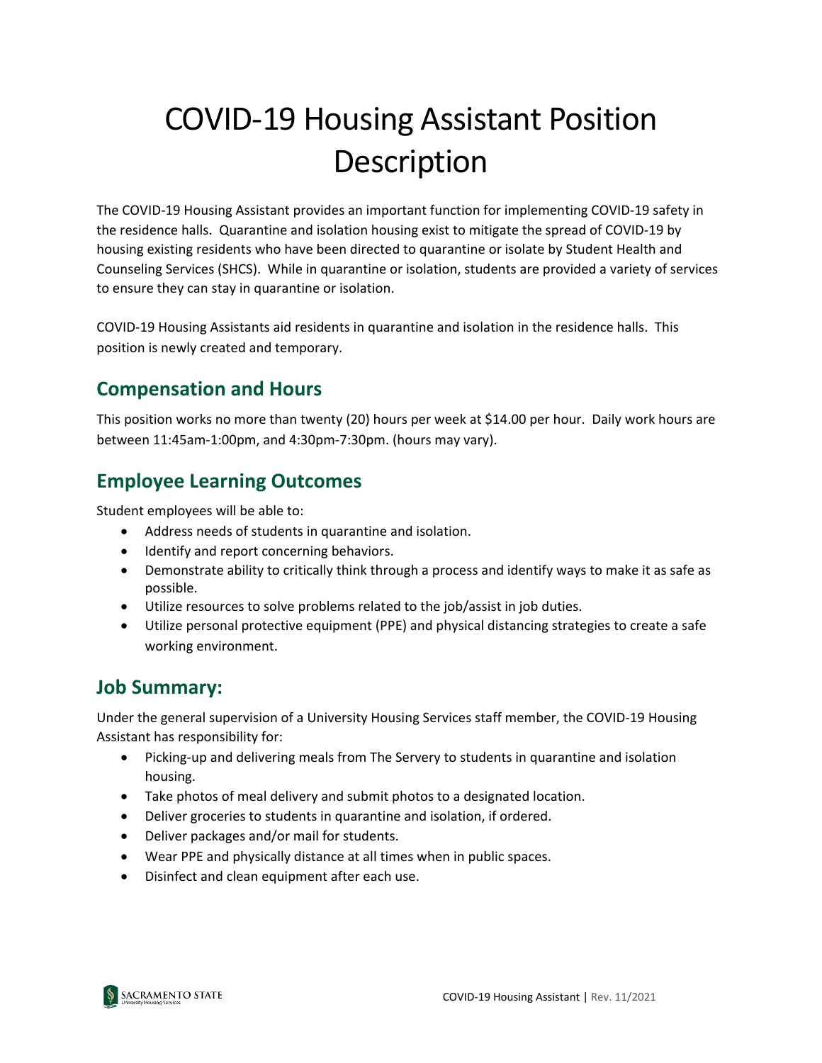# COVID-19 Housing Assistant Position Description

The COVID-19 Housing Assistant provides an important function for implementing COVID-19 safety in the residence halls. Quarantine and isolation housing exist to mitigate the spread of COVID-19 by housing existing residents who have been directed to quarantine or isolate by Student Health and Counseling Services (SHCS). While in quarantine or isolation, students are provided a variety of services to ensure they can stay in quarantine or isolation.

COVID-19 Housing Assistants aid residents in quarantine and isolation in the residence halls. This position is newly created and temporary.

## Compensation and Hours

This position works no more than twenty (20) hours per week at $14.00 per hour. Daily work hours are between 11:45am-1:00pm, and 4:30pm-7:30pm. (hours may vary).

## Employee Learning Outcomes

Student employees will be able to:

- Address needs of students in quarantine and isolation.
- Identify and report concerning behaviors.
- Demonstrate ability to critically think through a process and identify ways to make it as safe as possible.
- Utilize resources to solve problems related to the job/assist in job duties.
- Utilize personal protective equipment (PPE) and physical distancing strategies to create a safe working environment.

## Job Summary:

Under the general supervision of a University Housing Services staff member, the COVID-19 Housing Assistant has responsibility for:

- Picking-up and delivering meals from The Servery to students in quarantine and isolation housing.
- Take photos of meal delivery and submit photos to a designated location.
- Deliver groceries to students in quarantine and isolation, if ordered.
- Deliver packages and/or mail for students.
- Wear PPE and physically distance at all times when in public spaces.
- Disinfect and clean equipment after each use.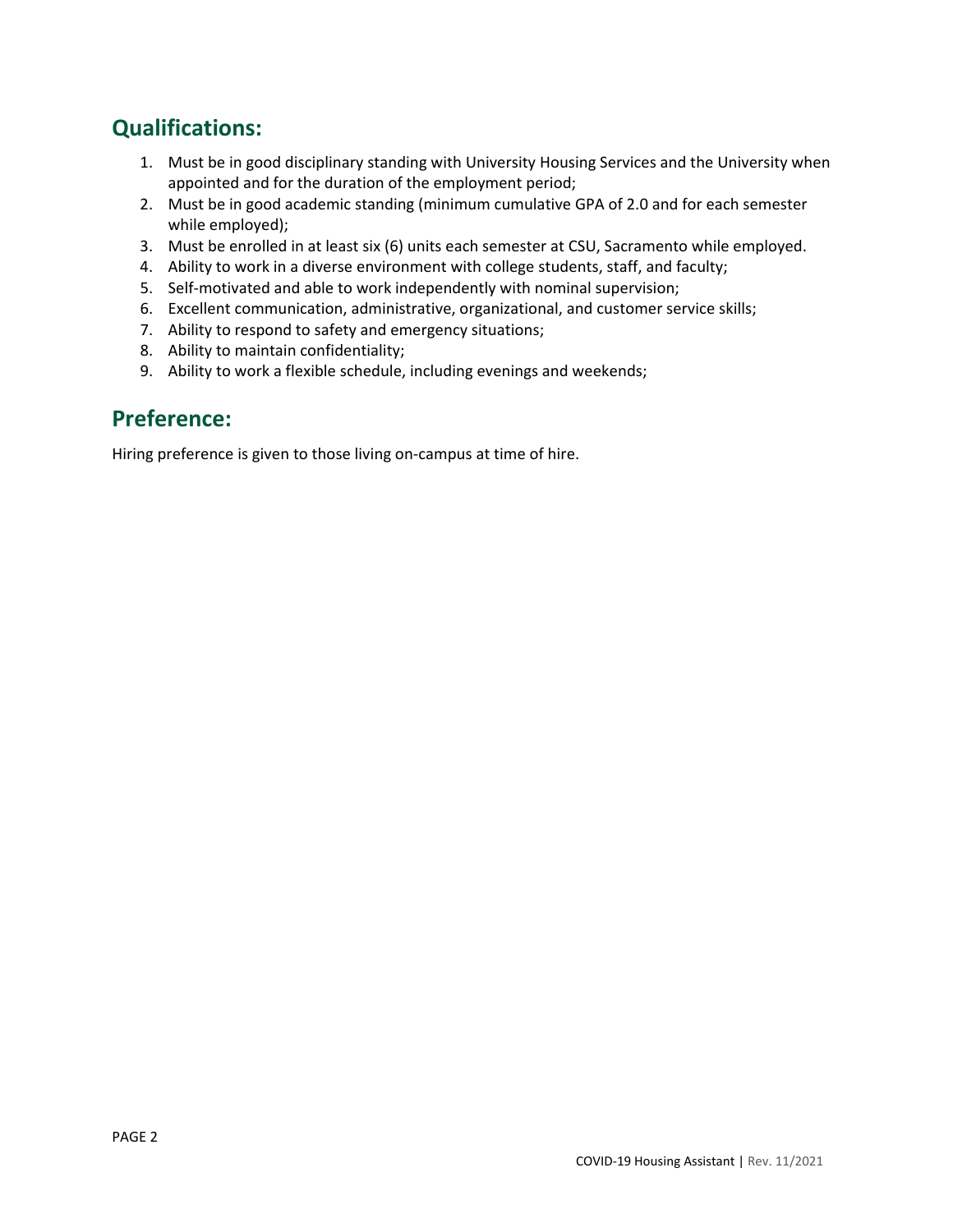## Qualifications:

1. Must be in good disciplinary standing with University Housing Services and the University when appointed and for the duration of the employment period;
2. Must be in good academic standing (minimum cumulative GPA of 2.0 and for each semester while employed);
3. Must be enrolled in at least six (6) units each semester at CSU, Sacramento while employed.
4. Ability to work in a diverse environment with college students, staff, and faculty;
5. Self-motivated and able to work independently with nominal supervision;
6. Excellent communication, administrative, organizational, and customer service skills;
7. Ability to respond to safety and emergency situations;
8. Ability to maintain confidentiality;
9. Ability to work a flexible schedule, including evenings and weekends;

## Preference:

Hiring preference is given to those living on-campus at time of hire.